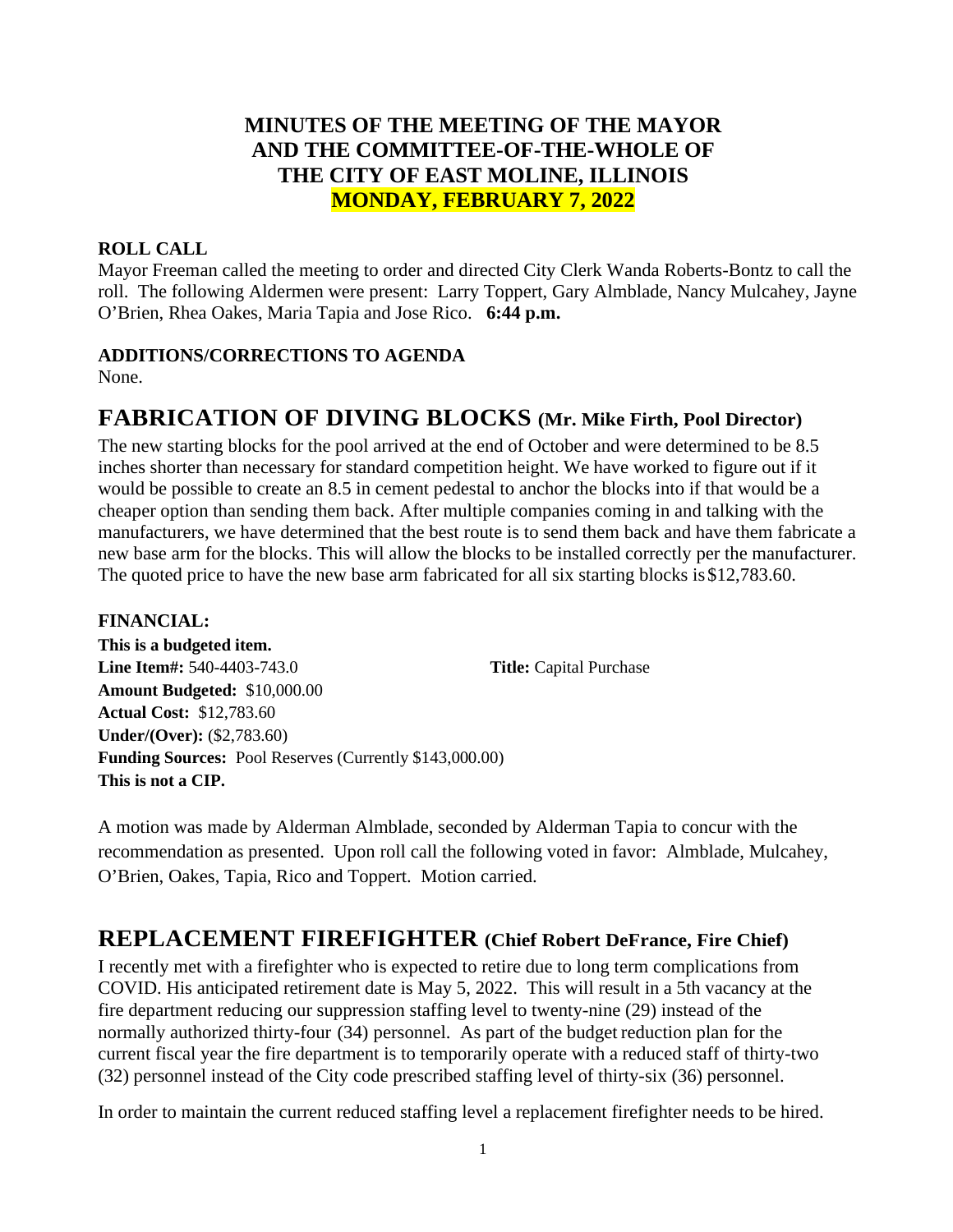# MINUTES OF THE MEETING OF THE MAYOR AND THE COMMITTEE-OF-THE-WHOLE OF THE CITY OF EAST MOLINE, ILLINOIS MONDAY, FEBRUARY 7, 2022

### ROLL CALL

Mayor Freeman called the meeting to order and directed City Clerk Wanda Roberts-Bontz to call the roll. The following Aldermen were present: Larry Toppert, Gary Almblade, Nancy Mulcahey, Jayne O'Brien, Rhea Oakes, Maria Tapia and Jose Rico. **6:44 p.m.**

### ADDITIONS/CORRECTIONS TO AGENDA

None.

## FABRICATION OF DIVING BLOCKS (Mr. Mike Firth, Pool Director)

The new starting blocks for the pool arrived at the end of October and were determined to be 8.5 inches shorter than necessary for standard competition height. We have worked to figure out if it would be possible to create an 8.5 in cement pedestal to anchor the blocks into if that would be a cheaper option than sending them back. After multiple companies coming in and talking with the manufacturers, we have determined that the best route is to send them back and have them fabricate a new base arm for the blocks. This will allow the blocks to be installed correctly per the manufacturer. The quoted price to have the new base arm fabricated for all six starting blocks is $12,783.60.

### FINANCIAL:

**This is a budgeted item.**
**Line Item#:** 540-4403-743.0 **Title:** Capital Purchase
**Amount Budgeted:** $10,000.00
**Actual Cost:** $12,783.60
**Under/(Over):** ($2,783.60)
**Funding Sources:** Pool Reserves (Currently $143,000.00)
**This is not a CIP.**

A motion was made by Alderman Almblade, seconded by Alderman Tapia to concur with the recommendation as presented. Upon roll call the following voted in favor: Almblade, Mulcahey, O'Brien, Oakes, Tapia, Rico and Toppert. Motion carried.

## REPLACEMENT FIREFIGHTER (Chief Robert DeFrance, Fire Chief)

I recently met with a firefighter who is expected to retire due to long term complications from COVID. His anticipated retirement date is May 5, 2022. This will result in a 5th vacancy at the fire department reducing our suppression staffing level to twenty-nine (29) instead of the normally authorized thirty-four (34) personnel. As part of the budget reduction plan for the current fiscal year the fire department is to temporarily operate with a reduced staff of thirty-two (32) personnel instead of the City code prescribed staffing level of thirty-six (36) personnel.

In order to maintain the current reduced staffing level a replacement firefighter needs to be hired.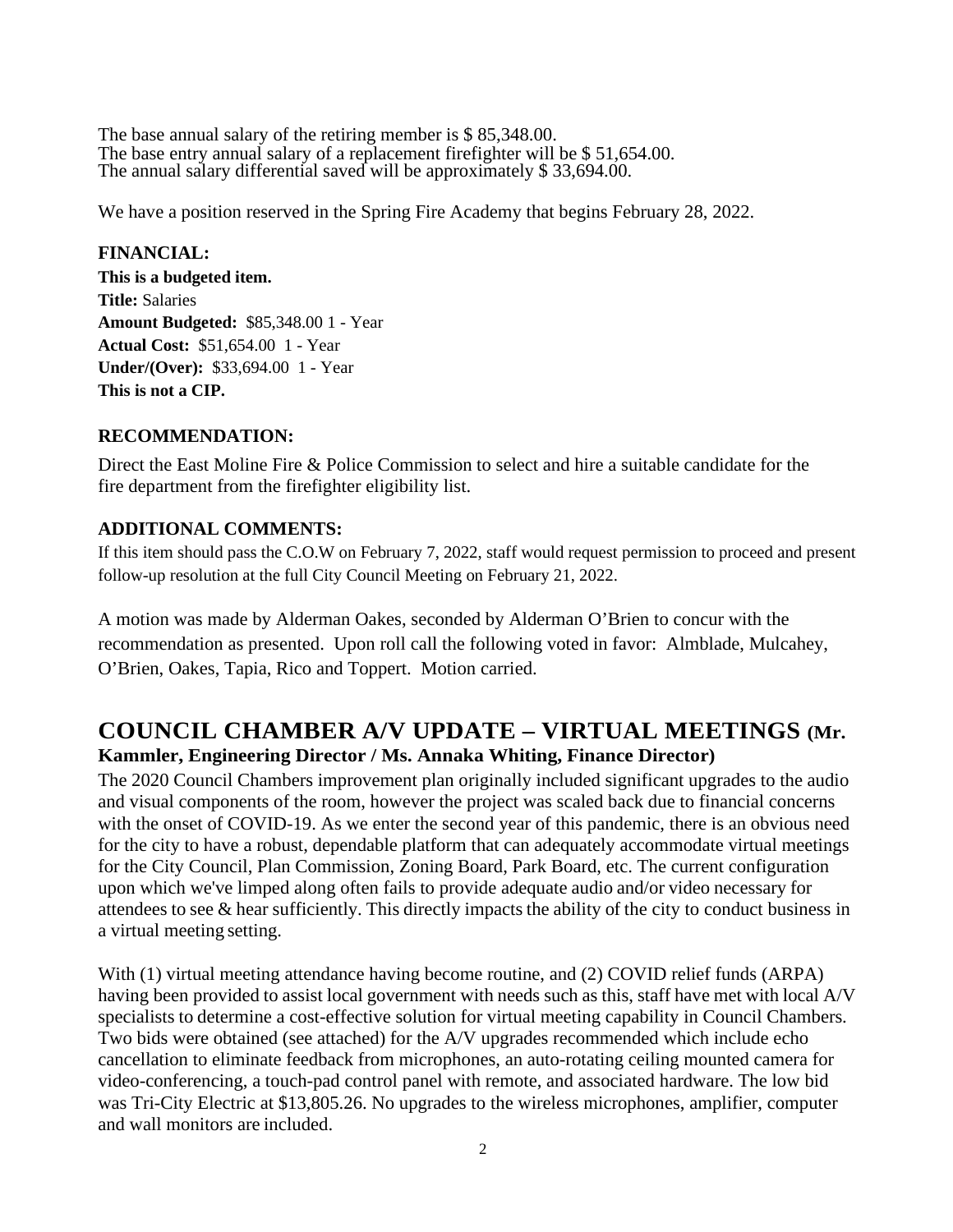The base annual salary of the retiring member is $ 85,348.00.
The base entry annual salary of a replacement firefighter will be $ 51,654.00.
The annual salary differential saved will be approximately $ 33,694.00.

We have a position reserved in the Spring Fire Academy that begins February 28, 2022.

### FINANCIAL:

**This is a budgeted item.**
**Title:** Salaries
**Amount Budgeted:** $85,348.00 1 - Year
**Actual Cost:** $51,654.00 1 - Year
**Under/(Over):** $33,694.00 1 - Year
**This is not a CIP.**

### RECOMMENDATION:

Direct the East Moline Fire & Police Commission to select and hire a suitable candidate for the fire department from the firefighter eligibility list.

### ADDITIONAL COMMENTS:

If this item should pass the C.O.W on February 7, 2022, staff would request permission to proceed and present follow-up resolution at the full City Council Meeting on February 21, 2022.

A motion was made by Alderman Oakes, seconded by Alderman O'Brien to concur with the recommendation as presented. Upon roll call the following voted in favor: Almblade, Mulcahey, O'Brien, Oakes, Tapia, Rico and Toppert. Motion carried.

## COUNCIL CHAMBER A/V UPDATE – VIRTUAL MEETINGS (Mr. Kammler, Engineering Director / Ms. Annaka Whiting, Finance Director)

The 2020 Council Chambers improvement plan originally included significant upgrades to the audio and visual components of the room, however the project was scaled back due to financial concerns with the onset of COVID-19. As we enter the second year of this pandemic, there is an obvious need for the city to have a robust, dependable platform that can adequately accommodate virtual meetings for the City Council, Plan Commission, Zoning Board, Park Board, etc. The current configuration upon which we've limped along often fails to provide adequate audio and/or video necessary for attendees to see & hear sufficiently. This directly impacts the ability of the city to conduct business in a virtual meeting setting.

With (1) virtual meeting attendance having become routine, and (2) COVID relief funds (ARPA) having been provided to assist local government with needs such as this, staff have met with local A/V specialists to determine a cost-effective solution for virtual meeting capability in Council Chambers. Two bids were obtained (see attached) for the A/V upgrades recommended which include echo cancellation to eliminate feedback from microphones, an auto-rotating ceiling mounted camera for video-conferencing, a touch-pad control panel with remote, and associated hardware. The low bid was Tri-City Electric at $13,805.26. No upgrades to the wireless microphones, amplifier, computer and wall monitors are included.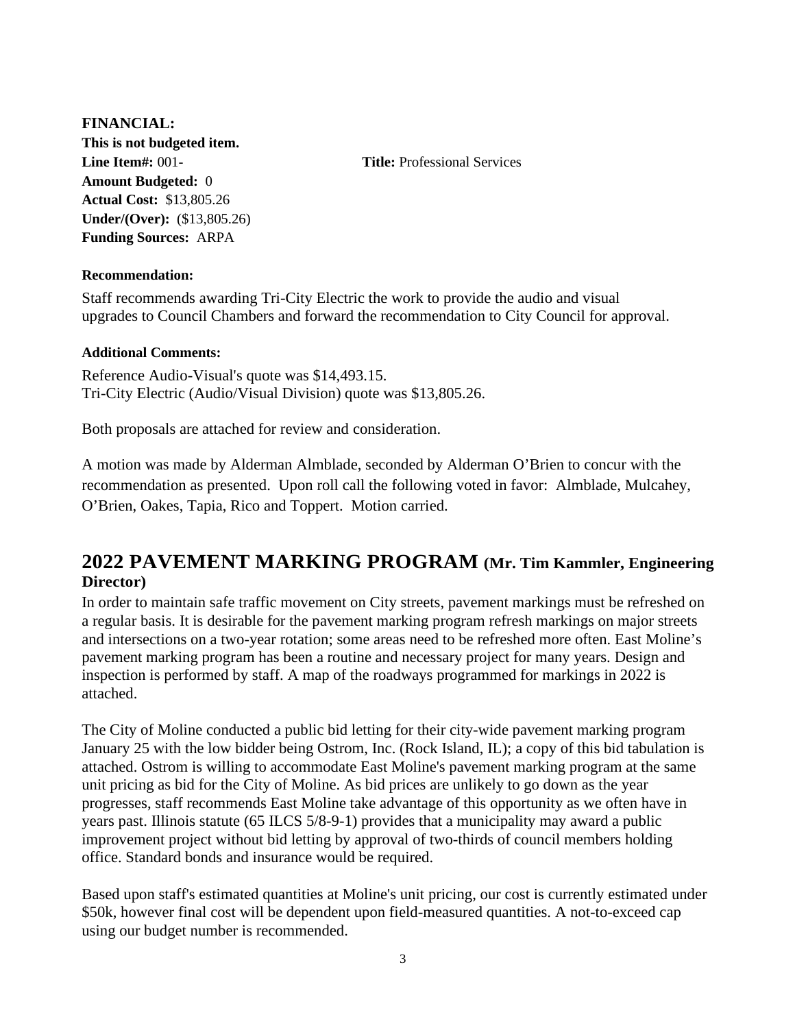**FINANCIAL:**

**This is not budgeted item.**

**Line Item#:** 001- **Title:** Professional Services

**Amount Budgeted:** 0

**Actual Cost:** $13,805.26

**Under/(Over):** ($13,805.26)

**Funding Sources:** ARPA

**Recommendation:**

Staff recommends awarding Tri-City Electric the work to provide the audio and visual upgrades to Council Chambers and forward the recommendation to City Council for approval.

**Additional Comments:**

Reference Audio-Visual's quote was $14,493.15.
Tri-City Electric (Audio/Visual Division) quote was $13,805.26.

Both proposals are attached for review and consideration.

A motion was made by Alderman Almblade, seconded by Alderman O'Brien to concur with the recommendation as presented. Upon roll call the following voted in favor: Almblade, Mulcahey, O'Brien, Oakes, Tapia, Rico and Toppert. Motion carried.

## 2022 PAVEMENT MARKING PROGRAM (Mr. Tim Kammler, Engineering Director)

In order to maintain safe traffic movement on City streets, pavement markings must be refreshed on a regular basis. It is desirable for the pavement marking program refresh markings on major streets and intersections on a two-year rotation; some areas need to be refreshed more often. East Moline's pavement marking program has been a routine and necessary project for many years. Design and inspection is performed by staff. A map of the roadways programmed for markings in 2022 is attached.

The City of Moline conducted a public bid letting for their city-wide pavement marking program January 25 with the low bidder being Ostrom, Inc. (Rock Island, IL); a copy of this bid tabulation is attached. Ostrom is willing to accommodate East Moline's pavement marking program at the same unit pricing as bid for the City of Moline. As bid prices are unlikely to go down as the year progresses, staff recommends East Moline take advantage of this opportunity as we often have in years past. Illinois statute (65 ILCS 5/8-9-1) provides that a municipality may award a public improvement project without bid letting by approval of two-thirds of council members holding office. Standard bonds and insurance would be required.

Based upon staff's estimated quantities at Moline's unit pricing, our cost is currently estimated under $50k, however final cost will be dependent upon field-measured quantities. A not-to-exceed cap using our budget number is recommended.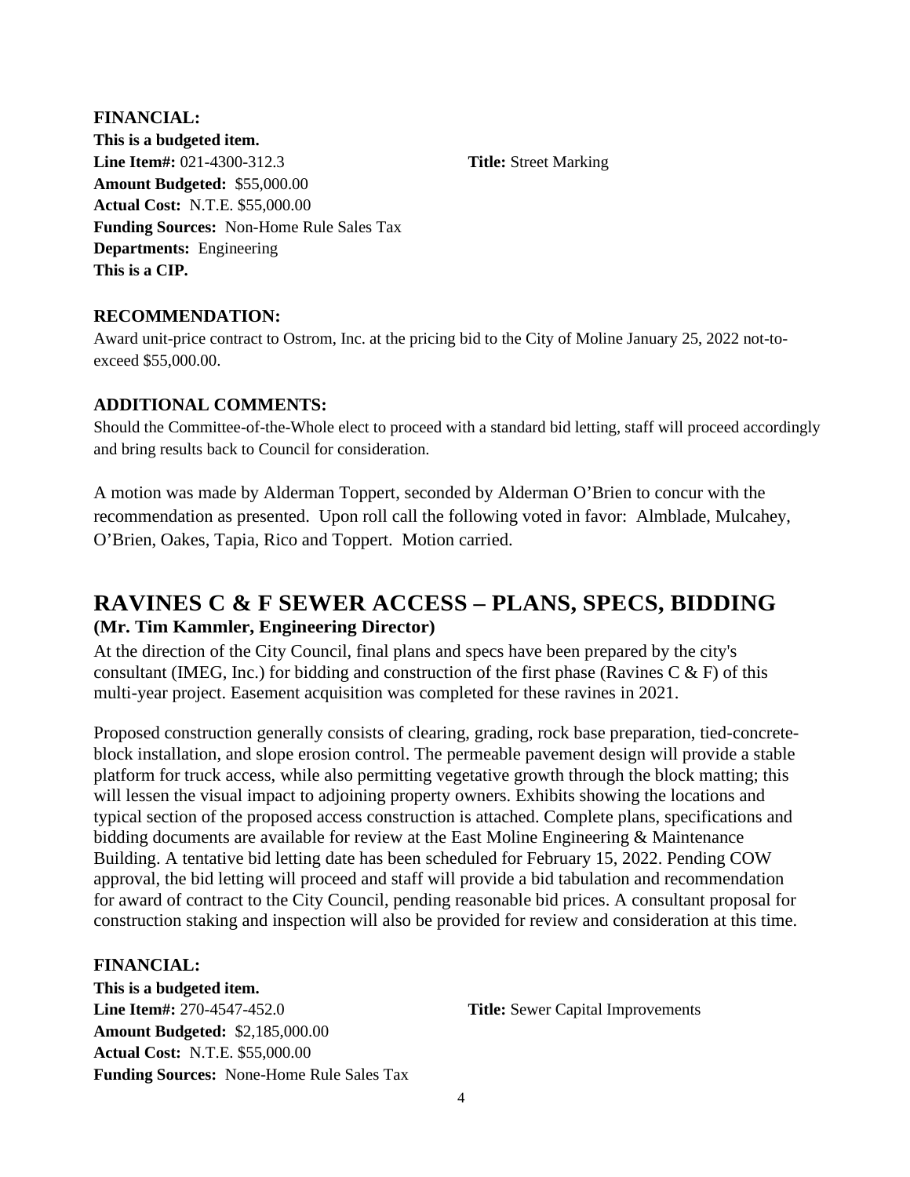**FINANCIAL:**
**This is a budgeted item.**
**Line Item#:** 021-4300-312.3 **Title:** Street Marking
**Amount Budgeted:** $55,000.00
**Actual Cost:** N.T.E. $55,000.00
**Funding Sources:** Non-Home Rule Sales Tax
**Departments:** Engineering
**This is a CIP.**

**RECOMMENDATION:**

Award unit-price contract to Ostrom, Inc. at the pricing bid to the City of Moline January 25, 2022 not-to-exceed $55,000.00.

**ADDITIONAL COMMENTS:**

Should the Committee-of-the-Whole elect to proceed with a standard bid letting, staff will proceed accordingly and bring results back to Council for consideration.

A motion was made by Alderman Toppert, seconded by Alderman O'Brien to concur with the recommendation as presented. Upon roll call the following voted in favor: Almblade, Mulcahey, O'Brien, Oakes, Tapia, Rico and Toppert. Motion carried.

## RAVINES C & F SEWER ACCESS – PLANS, SPECS, BIDDING

**(Mr. Tim Kammler, Engineering Director)**

At the direction of the City Council, final plans and specs have been prepared by the city's consultant (IMEG, Inc.) for bidding and construction of the first phase (Ravines C & F) of this multi-year project. Easement acquisition was completed for these ravines in 2021.

Proposed construction generally consists of clearing, grading, rock base preparation, tied-concrete-block installation, and slope erosion control. The permeable pavement design will provide a stable platform for truck access, while also permitting vegetative growth through the block matting; this will lessen the visual impact to adjoining property owners. Exhibits showing the locations and typical section of the proposed access construction is attached. Complete plans, specifications and bidding documents are available for review at the East Moline Engineering & Maintenance Building. A tentative bid letting date has been scheduled for February 15, 2022. Pending COW approval, the bid letting will proceed and staff will provide a bid tabulation and recommendation for award of contract to the City Council, pending reasonable bid prices. A consultant proposal for construction staking and inspection will also be provided for review and consideration at this time.

**FINANCIAL:**
**This is a budgeted item.**
**Line Item#:** 270-4547-452.0 **Title:** Sewer Capital Improvements
**Amount Budgeted:** $2,185,000.00
**Actual Cost:** N.T.E. $55,000.00
**Funding Sources:** None-Home Rule Sales Tax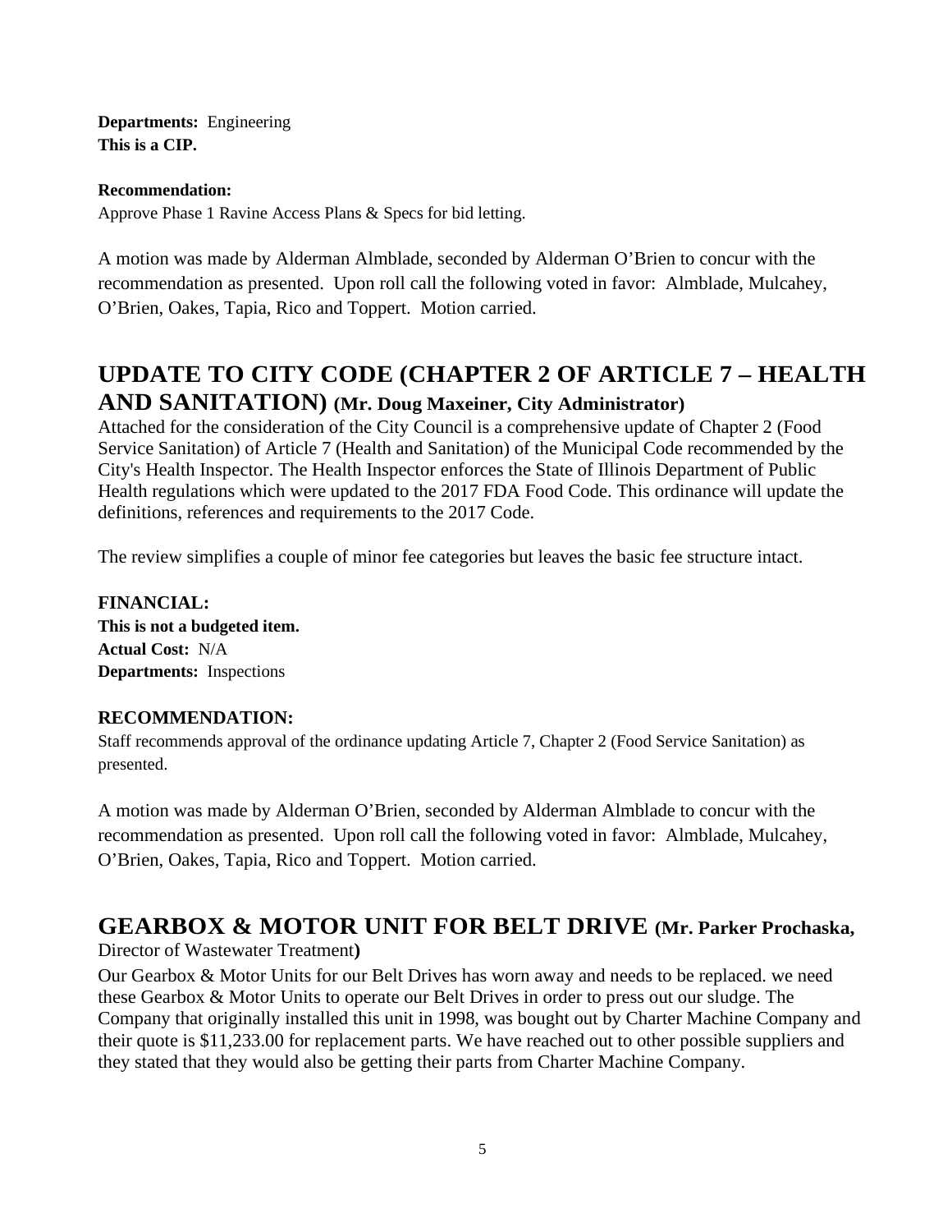**Departments:** Engineering
**This is a CIP.**

**Recommendation:**
Approve Phase 1 Ravine Access Plans & Specs for bid letting.

A motion was made by Alderman Almblade, seconded by Alderman O'Brien to concur with the recommendation as presented. Upon roll call the following voted in favor: Almblade, Mulcahey, O'Brien, Oakes, Tapia, Rico and Toppert. Motion carried.

## UPDATE TO CITY CODE (CHAPTER 2 OF ARTICLE 7 – HEALTH AND SANITATION) (Mr. Doug Maxeiner, City Administrator)

Attached for the consideration of the City Council is a comprehensive update of Chapter 2 (Food Service Sanitation) of Article 7 (Health and Sanitation) of the Municipal Code recommended by the City's Health Inspector. The Health Inspector enforces the State of Illinois Department of Public Health regulations which were updated to the 2017 FDA Food Code. This ordinance will update the definitions, references and requirements to the 2017 Code.

The review simplifies a couple of minor fee categories but leaves the basic fee structure intact.

**FINANCIAL:**
**This is not a budgeted item.**
**Actual Cost:** N/A
**Departments:** Inspections

**RECOMMENDATION:**
Staff recommends approval of the ordinance updating Article 7, Chapter 2 (Food Service Sanitation) as presented.

A motion was made by Alderman O'Brien, seconded by Alderman Almblade to concur with the recommendation as presented. Upon roll call the following voted in favor: Almblade, Mulcahey, O'Brien, Oakes, Tapia, Rico and Toppert. Motion carried.

## GEARBOX & MOTOR UNIT FOR BELT DRIVE (Mr. Parker Prochaska, Director of Wastewater Treatment)

Our Gearbox & Motor Units for our Belt Drives has worn away and needs to be replaced. we need these Gearbox & Motor Units to operate our Belt Drives in order to press out our sludge. The Company that originally installed this unit in 1998, was bought out by Charter Machine Company and their quote is $11,233.00 for replacement parts. We have reached out to other possible suppliers and they stated that they would also be getting their parts from Charter Machine Company.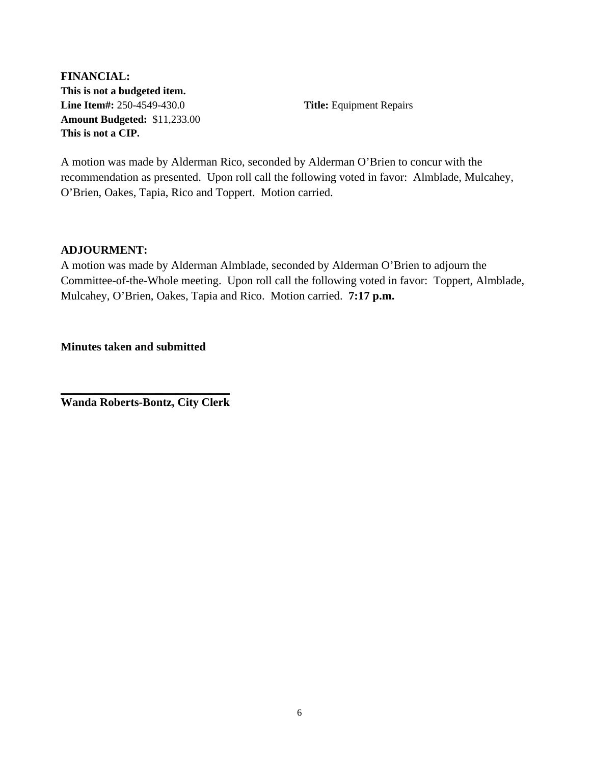**FINANCIAL:**
**This is not a budgeted item.**
**Line Item#:** 250-4549-430.0 **Title:** Equipment Repairs
**Amount Budgeted:** $11,233.00
**This is not a CIP.**

A motion was made by Alderman Rico, seconded by Alderman O'Brien to concur with the recommendation as presented. Upon roll call the following voted in favor: Almblade, Mulcahey, O'Brien, Oakes, Tapia, Rico and Toppert. Motion carried.

**ADJOURMENT:**
A motion was made by Alderman Almblade, seconded by Alderman O'Brien to adjourn the Committee-of-the-Whole meeting. Upon roll call the following voted in favor: Toppert, Almblade, Mulcahey, O'Brien, Oakes, Tapia and Rico. Motion carried. **7:17 p.m.**

**Minutes taken and submitted**

**Wanda Roberts-Bontz, City Clerk**